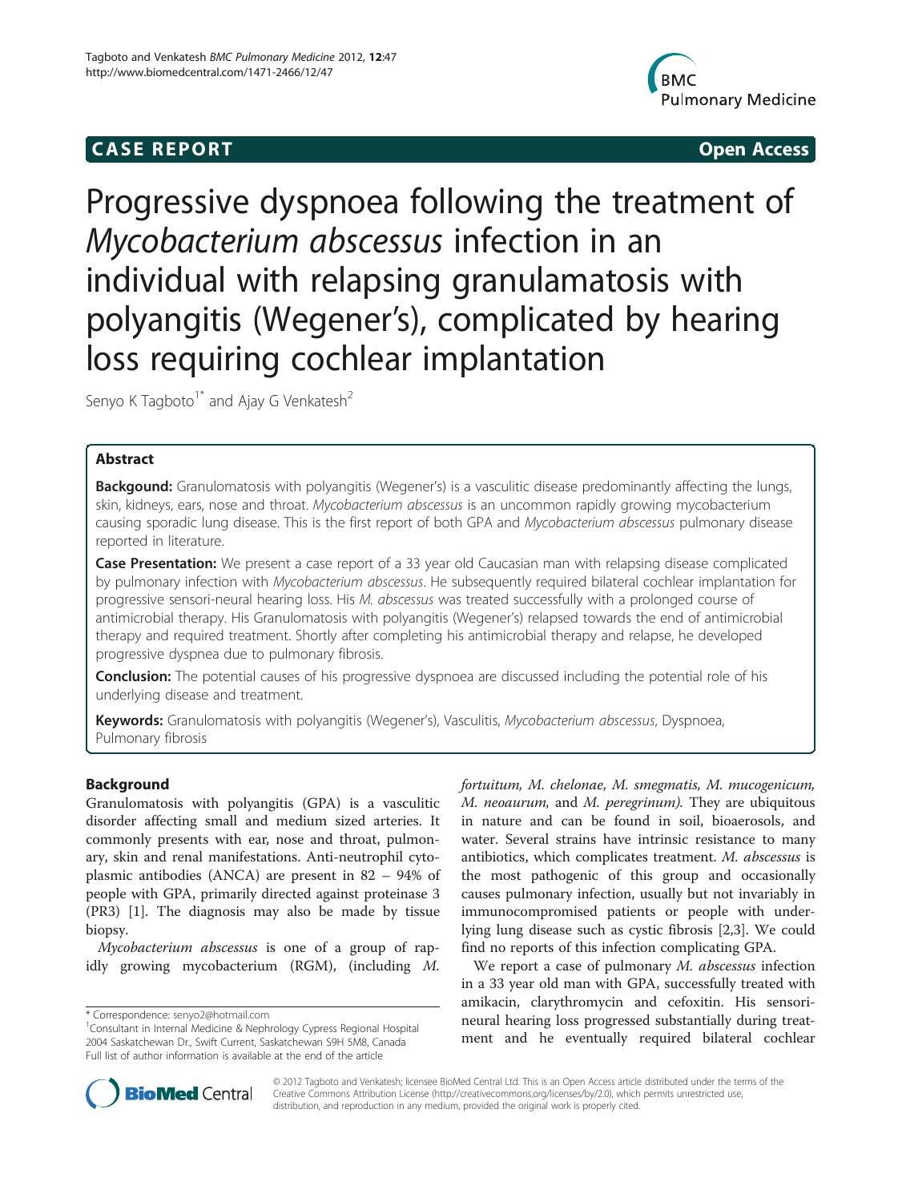**CASE REPORT** **Open Access**

# Progressive dyspnoea following the treatment of *Mycobacterium abscessus* infection in an individual with relapsing granulamatosis with polyangitis (Wegener's), complicated by hearing loss requiring cochlear implantation

Senyo K Tagboto[1*] and Ajay G Venkatesh[2]

## Abstract

**Backgound:** Granulomatosis with polyangitis (Wegener's) is a vasculitic disease predominantly affecting the lungs, skin, kidneys, ears, nose and throat. *Mycobacterium abscessus* is an uncommon rapidly growing mycobacterium causing sporadic lung disease. This is the first report of both GPA and *Mycobacterium abscessus* pulmonary disease reported in literature.

**Case Presentation:** We present a case report of a 33 year old Caucasian man with relapsing disease complicated by pulmonary infection with *Mycobacterium abscessus*. He subsequently required bilateral cochlear implantation for progressive sensori-neural hearing loss. His *M. abscessus* was treated successfully with a prolonged course of antimicrobial therapy. His Granulomatosis with polyangitis (Wegener's) relapsed towards the end of antimicrobial therapy and required treatment. Shortly after completing his antimicrobial therapy and relapse, he developed progressive dyspnea due to pulmonary fibrosis.

**Conclusion:** The potential causes of his progressive dyspnoea are discussed including the potential role of his underlying disease and treatment.

**Keywords:** Granulomatosis with polyangitis (Wegener's), Vasculitis, *Mycobacterium abscessus*, Dyspnoea, Pulmonary fibrosis

## Background

Granulomatosis with polyangitis (GPA) is a vasculitic disorder affecting small and medium sized arteries. It commonly presents with ear, nose and throat, pulmonary, skin and renal manifestations. Anti-neutrophil cytoplasmic antibodies (ANCA) are present in 82 – 94% of people with GPA, primarily directed against proteinase 3 (PR3) [1]. The diagnosis may also be made by tissue biopsy.

*Mycobacterium abscessus* is one of a group of rapidly growing mycobacterium (RGM), (including *M. fortuitum, M. chelonae, M. smegmatis, M. mucogenicum, M. neoaurum,* and *M. peregrinum).* They are ubiquitous in nature and can be found in soil, bioaerosols, and water. Several strains have intrinsic resistance to many antibiotics, which complicates treatment. *M. abscessus* is the most pathogenic of this group and occasionally causes pulmonary infection, usually but not invariably in immunocompromised patients or people with underlying lung disease such as cystic fibrosis [2,3]. We could find no reports of this infection complicating GPA.

We report a case of pulmonary *M. abscessus* infection in a 33 year old man with GPA, successfully treated with amikacin, clarythromycin and cefoxitin. His sensori-neural hearing loss progressed substantially during treatment and he eventually required bilateral cochlear

\* Correspondence: senyo2@hotmail.com
[1]Consultant in Internal Medicine & Nephrology Cypress Regional Hospital 2004 Saskatchewan Dr., Swift Current, Saskatchewan S9H 5M8, Canada
Full list of author information is available at the end of the article

© 2012 Tagboto and Venkatesh; licensee BioMed Central Ltd. This is an Open Access article distributed under the terms of the Creative Commons Attribution License (http://creativecommons.org/licenses/by/2.0), which permits unrestricted use, distribution, and reproduction in any medium, provided the original work is properly cited.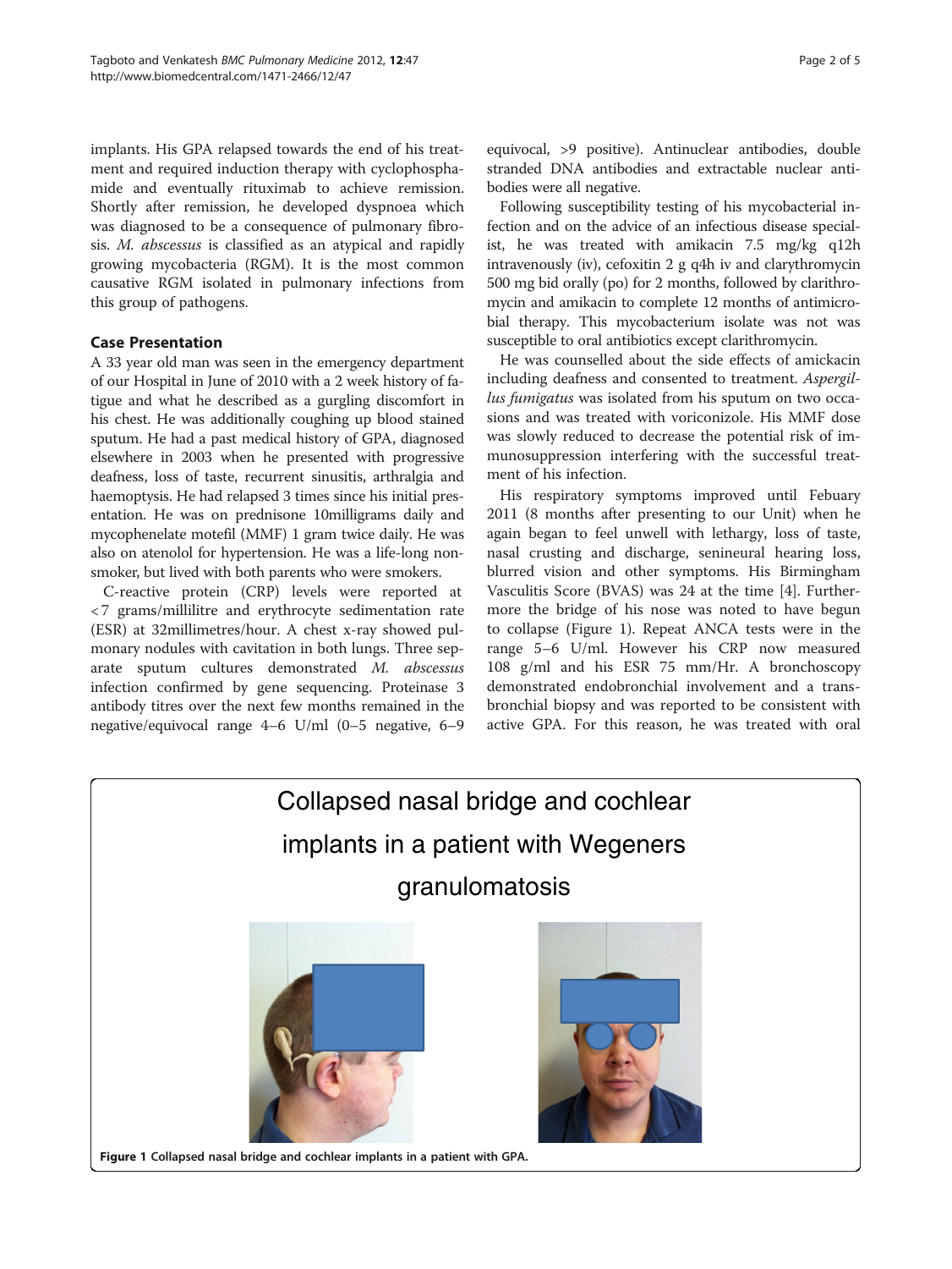implants. His GPA relapsed towards the end of his treatment and required induction therapy with cyclophosphamide and eventually rituximab to achieve remission. Shortly after remission, he developed dyspnoea which was diagnosed to be a consequence of pulmonary fibrosis. *M. abscessus* is classified as an atypical and rapidly growing mycobacteria (RGM). It is the most common causative RGM isolated in pulmonary infections from this group of pathogens.

## Case Presentation

A 33 year old man was seen in the emergency department of our Hospital in June of 2010 with a 2 week history of fatigue and what he described as a gurgling discomfort in his chest. He was additionally coughing up blood stained sputum. He had a past medical history of GPA, diagnosed elsewhere in 2003 when he presented with progressive deafness, loss of taste, recurrent sinusitis, arthralgia and haemoptysis. He had relapsed 3 times since his initial presentation. He was on prednisone 10milligrams daily and mycophenelate motefil (MMF) 1 gram twice daily. He was also on atenolol for hypertension. He was a life-long non-smoker, but lived with both parents who were smokers.

C-reactive protein (CRP) levels were reported at <7 grams/millilitre and erythrocyte sedimentation rate (ESR) at 32millimetres/hour. A chest x-ray showed pulmonary nodules with cavitation in both lungs. Three separate sputum cultures demonstrated *M. abscessus* infection confirmed by gene sequencing. Proteinase 3 antibody titres over the next few months remained in the negative/equivocal range 4–6 U/ml (0–5 negative, 6–9 equivocal, >9 positive). Antinuclear antibodies, double stranded DNA antibodies and extractable nuclear antibodies were all negative.

Following susceptibility testing of his mycobacterial infection and on the advice of an infectious disease specialist, he was treated with amikacin 7.5 mg/kg q12h intravenously (iv), cefoxitin 2 g q4h iv and clarythromycin 500 mg bid orally (po) for 2 months, followed by clarithromycin and amikacin to complete 12 months of antimicrobial therapy. This mycobacterium isolate was not was susceptible to oral antibiotics except clarithromycin.

He was counselled about the side effects of amickacin including deafness and consented to treatment. *Aspergillus fumigatus* was isolated from his sputum on two occasions and was treated with voriconizole. His MMF dose was slowly reduced to decrease the potential risk of immunosuppression interfering with the successful treatment of his infection.

His respiratory symptoms improved until Febuary 2011 (8 months after presenting to our Unit) when he again began to feel unwell with lethargy, loss of taste, nasal crusting and discharge, senineural hearing loss, blurred vision and other symptoms. His Birmingham Vasculitis Score (BVAS) was 24 at the time [4]. Furthermore the bridge of his nose was noted to have begun to collapse (Figure 1). Repeat ANCA tests were in the range 5–6 U/ml. However his CRP now measured 108 g/ml and his ESR 75 mm/Hr. A bronchoscopy demonstrated endobronchial involvement and a transbronchial biopsy and was reported to be consistent with active GPA. For this reason, he was treated with oral

Collapsed nasal bridge and cochlear implants in a patient with Wegeners granulomatosis

**Figure 1** Collapsed nasal bridge and cochlear implants in a patient with GPA.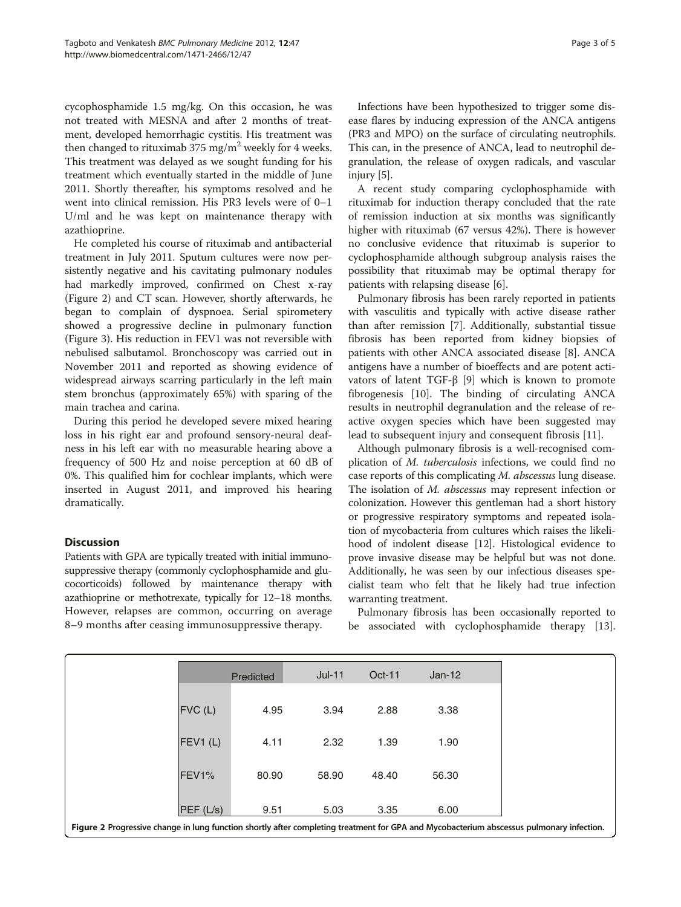cycophosphamide 1.5 mg/kg. On this occasion, he was not treated with MESNA and after 2 months of treatment, developed hemorrhagic cystitis. His treatment was then changed to rituximab 375 mg/m$^2$ weekly for 4 weeks. This treatment was delayed as we sought funding for his treatment which eventually started in the middle of June 2011. Shortly thereafter, his symptoms resolved and he went into clinical remission. His PR3 levels were of 0–1 U/ml and he was kept on maintenance therapy with azathioprine.

He completed his course of rituximab and antibacterial treatment in July 2011. Sputum cultures were now persistently negative and his cavitating pulmonary nodules had markedly improved, confirmed on Chest x-ray (Figure 2) and CT scan. However, shortly afterwards, he began to complain of dyspnoea. Serial spirometery showed a progressive decline in pulmonary function (Figure 3). His reduction in FEV1 was not reversible with nebulised salbutamol. Bronchoscopy was carried out in November 2011 and reported as showing evidence of widespread airways scarring particularly in the left main stem bronchus (approximately 65%) with sparing of the main trachea and carina.

During this period he developed severe mixed hearing loss in his right ear and profound sensory-neural deafness in his left ear with no measurable hearing above a frequency of 500 Hz and noise perception at 60 dB of 0%. This qualified him for cochlear implants, which were inserted in August 2011, and improved his hearing dramatically.

## Discussion

Patients with GPA are typically treated with initial immunosuppressive therapy (commonly cyclophosphamide and glucocorticoids) followed by maintenance therapy with azathioprine or methotrexate, typically for 12–18 months. However, relapses are common, occurring on average 8–9 months after ceasing immunosuppressive therapy.

Infections have been hypothesized to trigger some disease flares by inducing expression of the ANCA antigens (PR3 and MPO) on the surface of circulating neutrophils. This can, in the presence of ANCA, lead to neutrophil degranulation, the release of oxygen radicals, and vascular injury [5].

A recent study comparing cyclophosphamide with rituximab for induction therapy concluded that the rate of remission induction at six months was significantly higher with rituximab (67 versus 42%). There is however no conclusive evidence that rituximab is superior to cyclophosphamide although subgroup analysis raises the possibility that rituximab may be optimal therapy for patients with relapsing disease [6].

Pulmonary fibrosis has been rarely reported in patients with vasculitis and typically with active disease rather than after remission [7]. Additionally, substantial tissue fibrosis has been reported from kidney biopsies of patients with other ANCA associated disease [8]. ANCA antigens have a number of bioeffects and are potent activators of latent TGF-β [9] which is known to promote fibrogenesis [10]. The binding of circulating ANCA results in neutrophil degranulation and the release of reactive oxygen species which have been suggested may lead to subsequent injury and consequent fibrosis [11].

Although pulmonary fibrosis is a well-recognised complication of *M. tuberculosis* infections, we could find no case reports of this complicating *M. abscessus* lung disease. The isolation of *M. abscessus* may represent infection or colonization. However this gentleman had a short history or progressive respiratory symptoms and repeated isolation of mycobacteria from cultures which raises the likelihood of indolent disease [12]. Histological evidence to prove invasive disease may be helpful but was not done. Additionally, he was seen by our infectious diseases specialist team who felt that he likely had true infection warranting treatment.

Pulmonary fibrosis has been occasionally reported to be associated with cyclophosphamide therapy [13].

| | Predicted | Jul-11 | Oct-11 | Jan-12 |
|---|---|---|---|---|
| FVC (L) | 4.95 | 3.94 | 2.88 | 3.38 |
| FEV1 (L) | 4.11 | 2.32 | 1.39 | 1.90 |
| FEV1% | 80.90 | 58.90 | 48.40 | 56.30 |
| PEF (L/s) | 9.51 | 5.03 | 3.35 | 6.00 |

**Figure 2** Progressive change in lung function shortly after completing treatment for GPA and Mycobacterium abscessus pulmonary infection.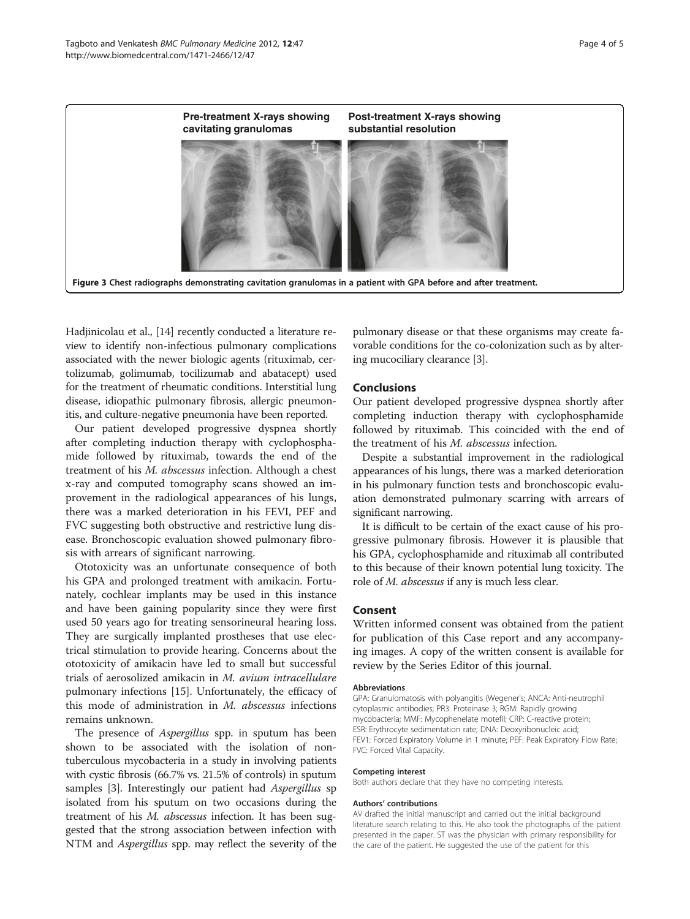Pre-treatment X-rays showing cavitating granulomas

Post-treatment X-rays showing substantial resolution

**Figure 3 Chest radiographs demonstrating cavitation granulomas in a patient with GPA before and after treatment.**

Hadjinicolau et al., [14] recently conducted a literature review to identify non-infectious pulmonary complications associated with the newer biologic agents (rituximab, certolizumab, golimumab, tocilizumab and abatacept) used for the treatment of rheumatic conditions. Interstitial lung disease, idiopathic pulmonary fibrosis, allergic pneumonitis, and culture-negative pneumonia have been reported.

Our patient developed progressive dyspnea shortly after completing induction therapy with cyclophosphamide followed by rituximab, towards the end of the treatment of his *M. abscessus* infection. Although a chest x-ray and computed tomography scans showed an improvement in the radiological appearances of his lungs, there was a marked deterioration in his FEVI, PEF and FVC suggesting both obstructive and restrictive lung disease. Bronchoscopic evaluation showed pulmonary fibrosis with arrears of significant narrowing.

Ototoxicity was an unfortunate consequence of both his GPA and prolonged treatment with amikacin. Fortunately, cochlear implants may be used in this instance and have been gaining popularity since they were first used 50 years ago for treating sensorineural hearing loss. They are surgically implanted prostheses that use electrical stimulation to provide hearing. Concerns about the ototoxicity of amikacin have led to small but successful trials of aerosolized amikacin in *M. avium intracellulare* pulmonary infections [15]. Unfortunately, the efficacy of this mode of administration in *M. abscessus* infections remains unknown.

The presence of *Aspergillus* spp. in sputum has been shown to be associated with the isolation of non-tuberculous mycobacteria in a study in involving patients with cystic fibrosis (66.7% vs. 21.5% of controls) in sputum samples [3]. Interestingly our patient had *Aspergillus* sp isolated from his sputum on two occasions during the treatment of his *M. abscessus* infection. It has been suggested that the strong association between infection with NTM and *Aspergillus* spp. may reflect the severity of the pulmonary disease or that these organisms may create favorable conditions for the co-colonization such as by altering mucociliary clearance [3].

## Conclusions

Our patient developed progressive dyspnea shortly after completing induction therapy with cyclophosphamide followed by rituximab. This coincided with the end of the treatment of his *M. abscessus* infection.

Despite a substantial improvement in the radiological appearances of his lungs, there was a marked deterioration in his pulmonary function tests and bronchoscopic evaluation demonstrated pulmonary scarring with arrears of significant narrowing.

It is difficult to be certain of the exact cause of his progressive pulmonary fibrosis. However it is plausible that his GPA, cyclophosphamide and rituximab all contributed to this because of their known potential lung toxicity. The role of *M. abscessus* if any is much less clear.

## Consent

Written informed consent was obtained from the patient for publication of this Case report and any accompanying images. A copy of the written consent is available for review by the Series Editor of this journal.

#### Abbreviations

GPA: Granulomatosis with polyangitis (Wegener's; ANCA: Anti-neutrophil cytoplasmic antibodies; PR3: Proteinase 3; RGM: Rapidly growing mycobacteria; MMF: Mycophenelate motefil; CRP: C-reactive protein; ESR: Erythrocyte sedimentation rate; DNA: Deoxyribonucleic acid; FEV1: Forced Expiratory Volume in 1 minute; PEF: Peak Expiratory Flow Rate; FVC: Forced Vital Capacity.

#### Competing interest

Both authors declare that they have no competing interests.

#### Authors' contributions

AV drafted the initial manuscript and carried out the initial background literature search relating to this. He also took the photographs of the patient presented in the paper. ST was the physician with primary responsibility for the care of the patient. He suggested the use of the patient for this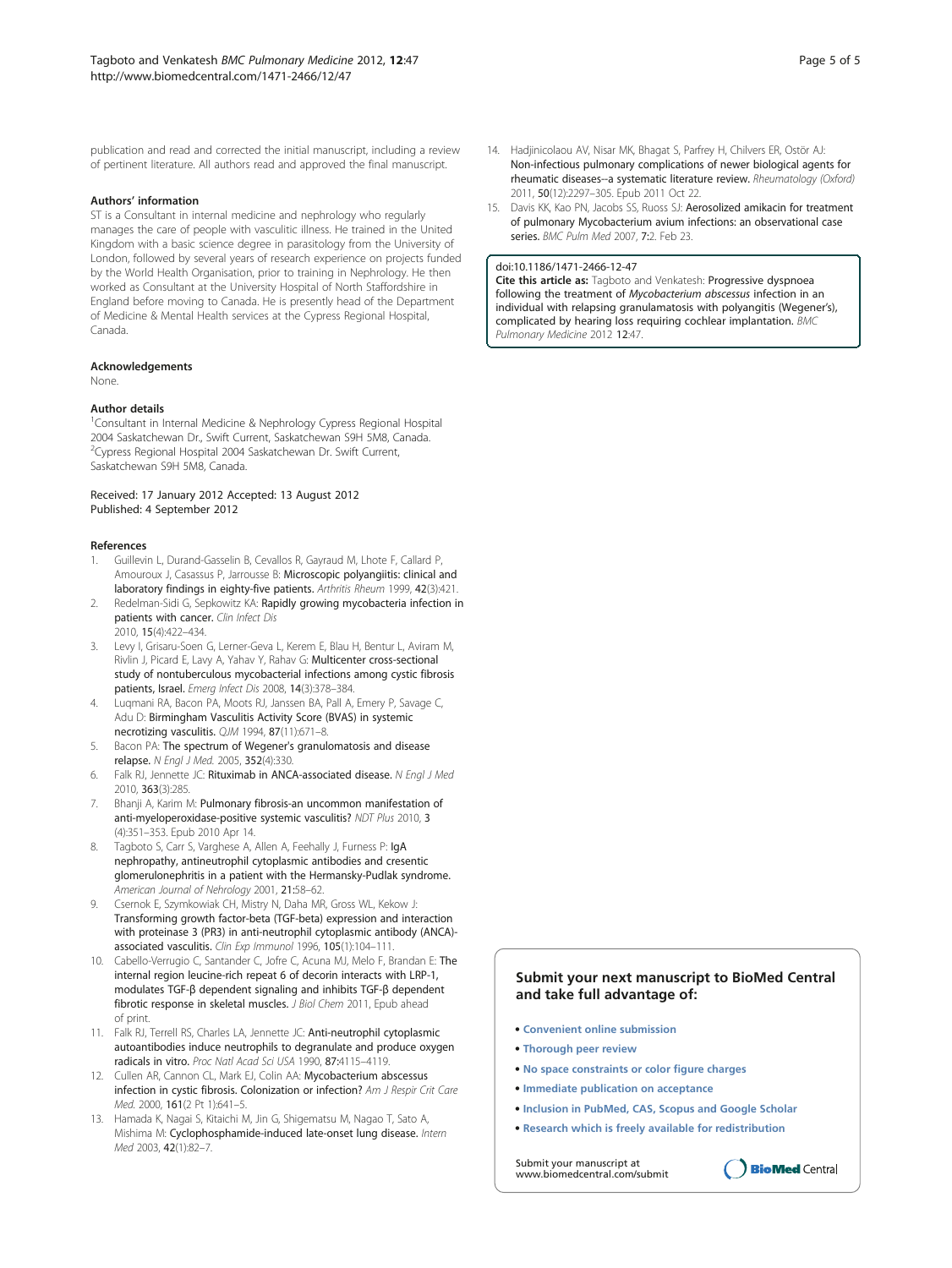publication and read and corrected the initial manuscript, including a review of pertinent literature. All authors read and approved the final manuscript.

#### Authors' information

ST is a Consultant in internal medicine and nephrology who regularly manages the care of people with vasculitic illness. He trained in the United Kingdom with a basic science degree in parasitology from the University of London, followed by several years of research experience on projects funded by the World Health Organisation, prior to training in Nephrology. He then worked as Consultant at the University Hospital of North Staffordshire in England before moving to Canada. He is presently head of the Department of Medicine & Mental Health services at the Cypress Regional Hospital, Canada.

#### Acknowledgements

None.

#### Author details

[1]Consultant in Internal Medicine & Nephrology Cypress Regional Hospital 2004 Saskatchewan Dr., Swift Current, Saskatchewan S9H 5M8, Canada. [2]Cypress Regional Hospital 2004 Saskatchewan Dr. Swift Current, Saskatchewan S9H 5M8, Canada.

Received: 17 January 2012 Accepted: 13 August 2012
Published: 4 September 2012

#### References

1. Guillevin L, Durand-Gasselin B, Cevallos R, Gayraud M, Lhote F, Callard P, Amouroux J, Casassus P, Jarrousse B: **Microscopic polyangiitis: clinical and laboratory findings in eighty-five patients.** *Arthritis Rheum* 1999, **42**(3):421.
2. Redelman-Sidi G, Sepkowitz KA: **Rapidly growing mycobacteria infection in patients with cancer.** *Clin Infect Dis* 2010, **15**(4):422–434.
3. Levy I, Grisaru-Soen G, Lerner-Geva L, Kerem E, Blau H, Bentur L, Aviram M, Rivlin J, Picard E, Lavy A, Yahav Y, Rahav G: **Multicenter cross-sectional study of nontuberculous mycobacterial infections among cystic fibrosis patients, Israel.** *Emerg Infect Dis* 2008, **14**(3):378–384.
4. Luqmani RA, Bacon PA, Moots RJ, Janssen BA, Pall A, Emery P, Savage C, Adu D: **Birmingham Vasculitis Activity Score (BVAS) in systemic necrotizing vasculitis.** *QJM* 1994, **87**(11):671–8.
5. Bacon PA: **The spectrum of Wegener's granulomatosis and disease relapse.** *N Engl J Med.* 2005, **352**(4):330.
6. Falk RJ, Jennette JC: **Rituximab in ANCA-associated disease.** *N Engl J Med* 2010, **363**(3):285.
7. Bhanji A, Karim M: **Pulmonary fibrosis-an uncommon manifestation of anti-myeloperoxidase-positive systemic vasculitis?** *NDT Plus* 2010, **3** (4):351–353. Epub 2010 Apr 14.
8. Tagboto S, Carr S, Varghese A, Allen A, Feehally J, Furness P: **IgA nephropathy, antineutrophil cytoplasmic antibodies and crescentic glomerulonephritis in a patient with the Hermansky-Pudlak syndrome.** *American Journal of Nehrology* 2001, **21:**58–62.
9. Csernok E, Szymkowiak CH, Mistry N, Daha MR, Gross WL, Kekow J: **Transforming growth factor-beta (TGF-beta) expression and interaction with proteinase 3 (PR3) in anti-neutrophil cytoplasmic antibody (ANCA)-associated vasculitis.** *Clin Exp Immunol* 1996, **105**(1):104–111.
10. Cabello-Verrugio C, Santander C, Jofre C, Acuna MJ, Melo F, Brandan E: **The internal region leucine-rich repeat 6 of decorin interacts with LRP-1, modulates TGF-β dependent signaling and inhibits TGF-β dependent fibrotic response in skeletal muscles.** *J Biol Chem* 2011, Epub ahead of print.
11. Falk RJ, Terrell RS, Charles LA, Jennette JC: **Anti-neutrophil cytoplasmic autoantibodies induce neutrophils to degranulate and produce oxygen radicals in vitro.** *Proc Natl Acad Sci USA* 1990, **87:**4115–4119.
12. Cullen AR, Cannon CL, Mark EJ, Colin AA: **Mycobacterium abscessus infection in cystic fibrosis. Colonization or infection?** *Am J Respir Crit Care Med.* 2000, **161**(2 Pt 1):641–5.
13. Hamada K, Nagai S, Kitaichi M, Jin G, Shigematsu M, Nagao T, Sato A, Mishima M: **Cyclophosphamide-induced late-onset lung disease.** *Intern Med* 2003, **42**(1):82–7.
14. Hadjinicolaou AV, Nisar MK, Bhagat S, Parfrey H, Chilvers ER, Ostör AJ: **Non-infectious pulmonary complications of newer biological agents for rheumatic diseases--a systematic literature review.** *Rheumatology (Oxford)* 2011, **50**(12):2297–305. Epub 2011 Oct 22.
15. Davis KK, Kao PN, Jacobs SS, Ruoss SJ: **Aerosolized amikacin for treatment of pulmonary Mycobacterium avium infections: an observational case series.** *BMC Pulm Med* 2007, **7:**2. Feb 23.

doi:10.1186/1471-2466-12-47
**Cite this article as:** Tagboto and Venkatesh: **Progressive dyspnoea following the treatment of *Mycobacterium abscessus* infection in an individual with relapsing granulomatosis with polyangitis (Wegener's), complicated by hearing loss requiring cochlear implantation.** *BMC Pulmonary Medicine* 2012 **12**:47.

**Submit your next manuscript to BioMed Central and take full advantage of:**

- **Convenient online submission**
- **Thorough peer review**
- **No space constraints or color figure charges**
- **Immediate publication on acceptance**
- **Inclusion in PubMed, CAS, Scopus and Google Scholar**
- **Research which is freely available for redistribution**

Submit your manuscript at
www.biomedcentral.com/submit

BioMed Central